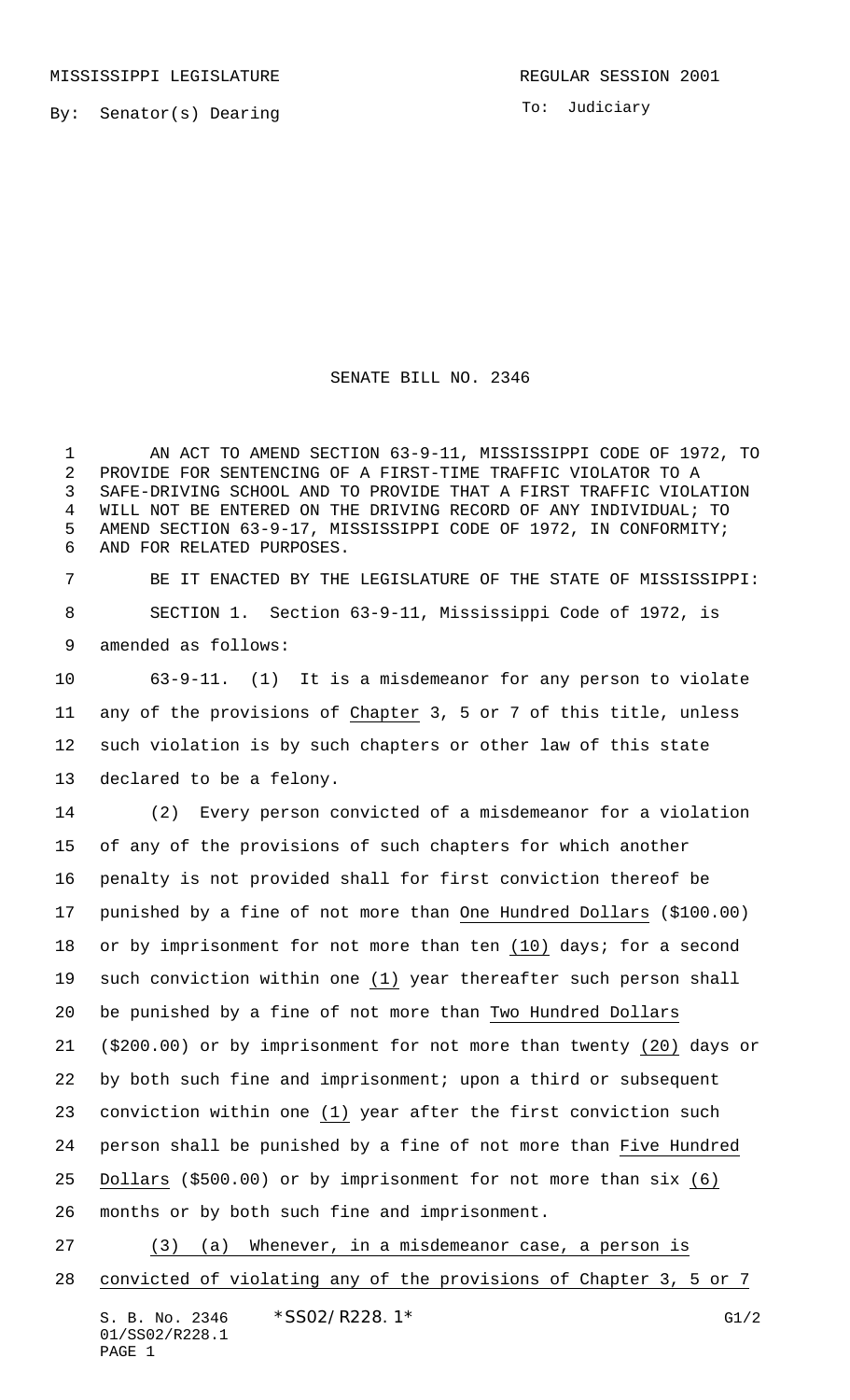MISSISSIPPI LEGISLATURE REGULAR SESSION 2001

By: Senator(s) Dearing

To: Judiciary

# SENATE BILL NO. 2346

AN ACT TO AMEND SECTION 63-9-11, MISSISSIPPI CODE OF 1972, TO PROVIDE FOR SENTENCING OF A FIRST-TIME TRAFFIC VIOLATOR TO A SAFE-DRIVING SCHOOL AND TO PROVIDE THAT A FIRST TRAFFIC VIOLATION WILL NOT BE ENTERED ON THE DRIVING RECORD OF ANY INDIVIDUAL; TO AMEND SECTION 63-9-17, MISSISSIPPI CODE OF 1972, IN CONFORMITY; AND FOR RELATED PURPOSES.

BE IT ENACTED BY THE LEGISLATURE OF THE STATE OF MISSISSIPPI:

SECTION 1. Section 63-9-11, Mississippi Code of 1972, is amended as follows:

63-9-11. (1) It is a misdemeanor for any person to violate any of the provisions of Chapter 3, 5 or 7 of this title, unless such violation is by such chapters or other law of this state declared to be a felony.

(2) Every person convicted of a misdemeanor for a violation of any of the provisions of such chapters for which another penalty is not provided shall for first conviction thereof be punished by a fine of not more than One Hundred Dollars ($100.00) or by imprisonment for not more than ten (10) days; for a second such conviction within one (1) year thereafter such person shall be punished by a fine of not more than Two Hundred Dollars ($200.00) or by imprisonment for not more than twenty (20) days or by both such fine and imprisonment; upon a third or subsequent conviction within one (1) year after the first conviction such person shall be punished by a fine of not more than Five Hundred Dollars ($500.00) or by imprisonment for not more than six (6) months or by both such fine and imprisonment.

(3) (a) Whenever, in a misdemeanor case, a person is convicted of violating any of the provisions of Chapter 3, 5 or 7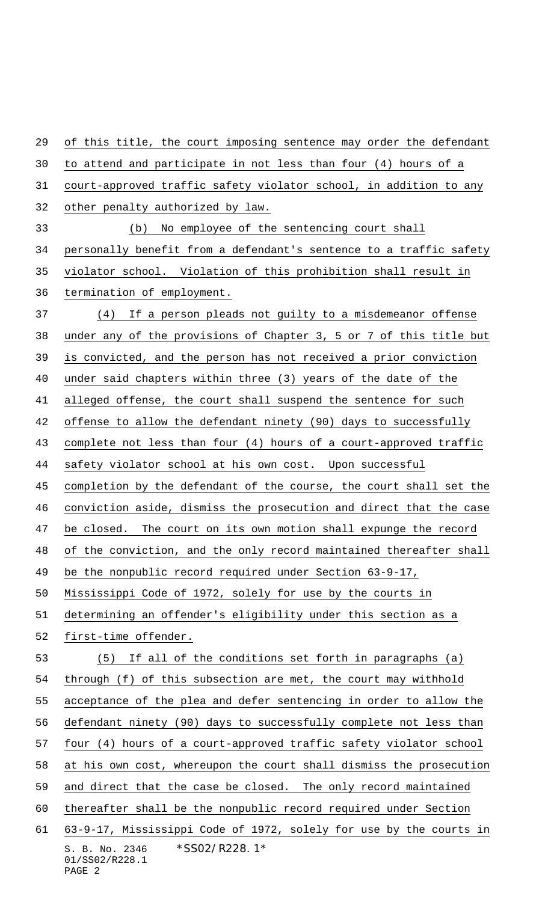of this title, the court imposing sentence may order the defendant to attend and participate in not less than four (4) hours of a court-approved traffic safety violator school, in addition to any other penalty authorized by law.

(b) No employee of the sentencing court shall personally benefit from a defendant's sentence to a traffic safety violator school. Violation of this prohibition shall result in termination of employment.

(4) If a person pleads not guilty to a misdemeanor offense under any of the provisions of Chapter 3, 5 or 7 of this title but is convicted, and the person has not received a prior conviction under said chapters within three (3) years of the date of the alleged offense, the court shall suspend the sentence for such offense to allow the defendant ninety (90) days to successfully complete not less than four (4) hours of a court-approved traffic safety violator school at his own cost. Upon successful completion by the defendant of the course, the court shall set the conviction aside, dismiss the prosecution and direct that the case be closed. The court on its own motion shall expunge the record of the conviction, and the only record maintained thereafter shall be the nonpublic record required under Section 63-9-17, Mississippi Code of 1972, solely for use by the courts in determining an offender's eligibility under this section as a first-time offender.

(5) If all of the conditions set forth in paragraphs (a) through (f) of this subsection are met, the court may withhold acceptance of the plea and defer sentencing in order to allow the defendant ninety (90) days to successfully complete not less than four (4) hours of a court-approved traffic safety violator school at his own cost, whereupon the court shall dismiss the prosecution and direct that the case be closed. The only record maintained thereafter shall be the nonpublic record required under Section 63-9-17, Mississippi Code of 1972, solely for use by the courts in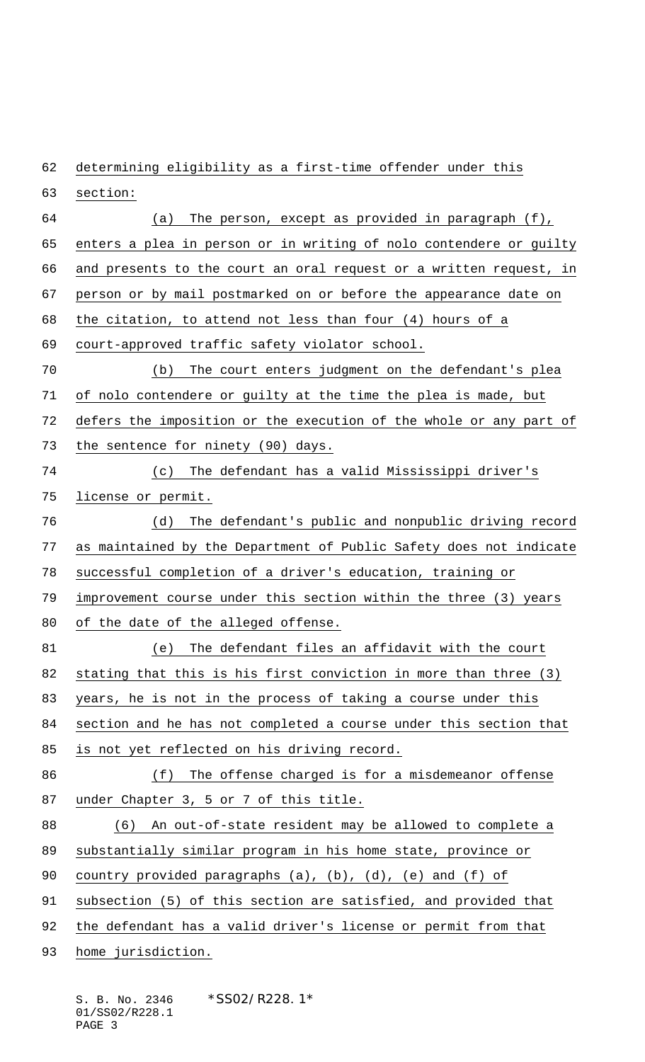determining eligibility as a first-time offender under this section:

(a) The person, except as provided in paragraph (f), enters a plea in person or in writing of nolo contendere or guilty and presents to the court an oral request or a written request, in person or by mail postmarked on or before the appearance date on the citation, to attend not less than four (4) hours of a court-approved traffic safety violator school.

(b) The court enters judgment on the defendant's plea of nolo contendere or guilty at the time the plea is made, but defers the imposition or the execution of the whole or any part of the sentence for ninety (90) days.

(c) The defendant has a valid Mississippi driver's license or permit.

(d) The defendant's public and nonpublic driving record as maintained by the Department of Public Safety does not indicate successful completion of a driver's education, training or improvement course under this section within the three (3) years of the date of the alleged offense.

(e) The defendant files an affidavit with the court stating that this is his first conviction in more than three (3) years, he is not in the process of taking a course under this section and he has not completed a course under this section that is not yet reflected on his driving record.

(f) The offense charged is for a misdemeanor offense under Chapter 3, 5 or 7 of this title.

(6) An out-of-state resident may be allowed to complete a substantially similar program in his home state, province or country provided paragraphs (a), (b), (d), (e) and (f) of subsection (5) of this section are satisfied, and provided that the defendant has a valid driver's license or permit from that home jurisdiction.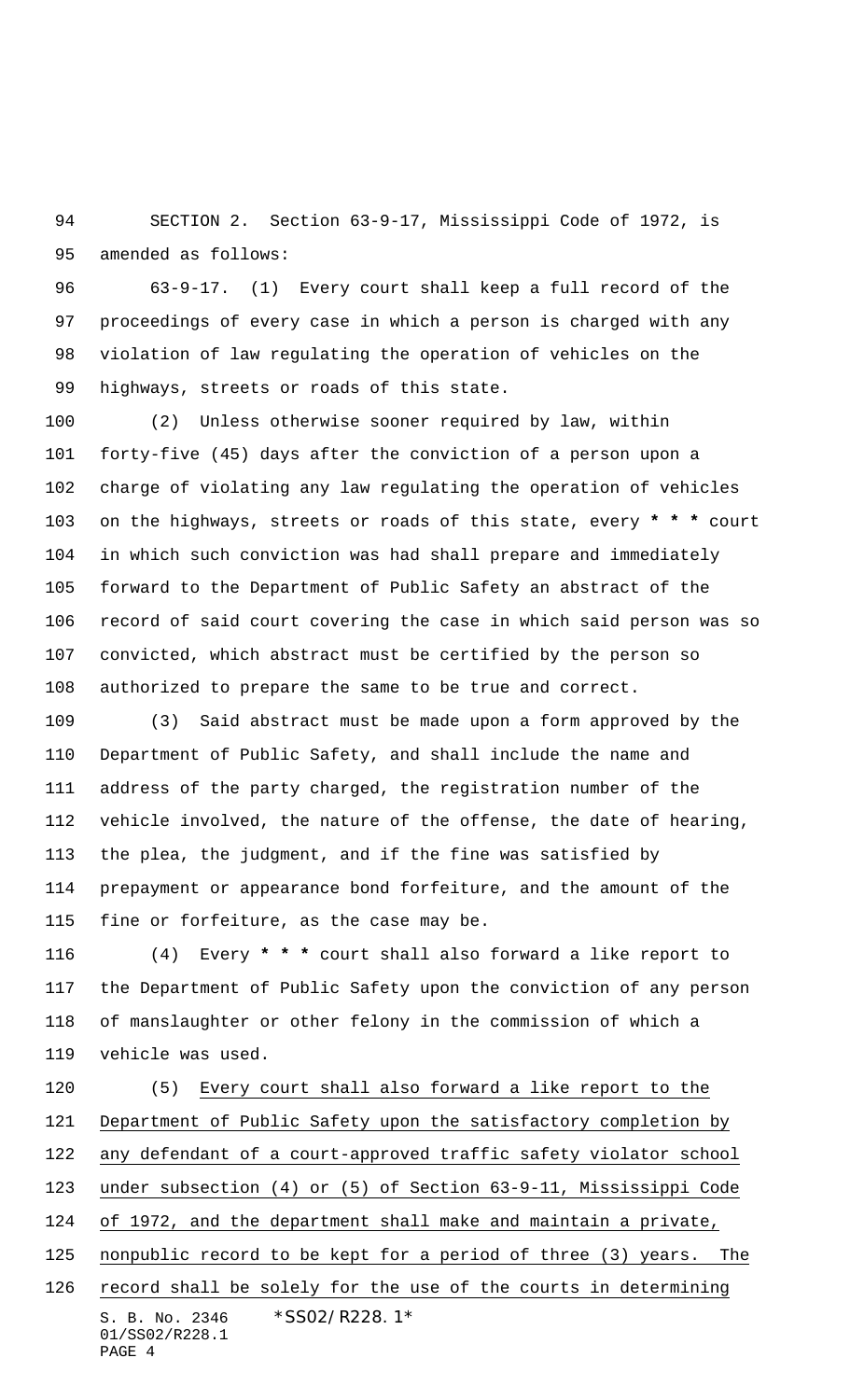SECTION 2. Section 63-9-17, Mississippi Code of 1972, is amended as follows:

63-9-17. (1) Every court shall keep a full record of the proceedings of every case in which a person is charged with any violation of law regulating the operation of vehicles on the highways, streets or roads of this state.

(2) Unless otherwise sooner required by law, within forty-five (45) days after the conviction of a person upon a charge of violating any law regulating the operation of vehicles on the highways, streets or roads of this state, every * * * court in which such conviction was had shall prepare and immediately forward to the Department of Public Safety an abstract of the record of said court covering the case in which said person was so convicted, which abstract must be certified by the person so authorized to prepare the same to be true and correct.

(3) Said abstract must be made upon a form approved by the Department of Public Safety, and shall include the name and address of the party charged, the registration number of the vehicle involved, the nature of the offense, the date of hearing, the plea, the judgment, and if the fine was satisfied by prepayment or appearance bond forfeiture, and the amount of the fine or forfeiture, as the case may be.

(4) Every * * * court shall also forward a like report to the Department of Public Safety upon the conviction of any person of manslaughter or other felony in the commission of which a vehicle was used.

(5) Every court shall also forward a like report to the Department of Public Safety upon the satisfactory completion by any defendant of a court-approved traffic safety violator school under subsection (4) or (5) of Section 63-9-11, Mississippi Code of 1972, and the department shall make and maintain a private, nonpublic record to be kept for a period of three (3) years. The record shall be solely for the use of the courts in determining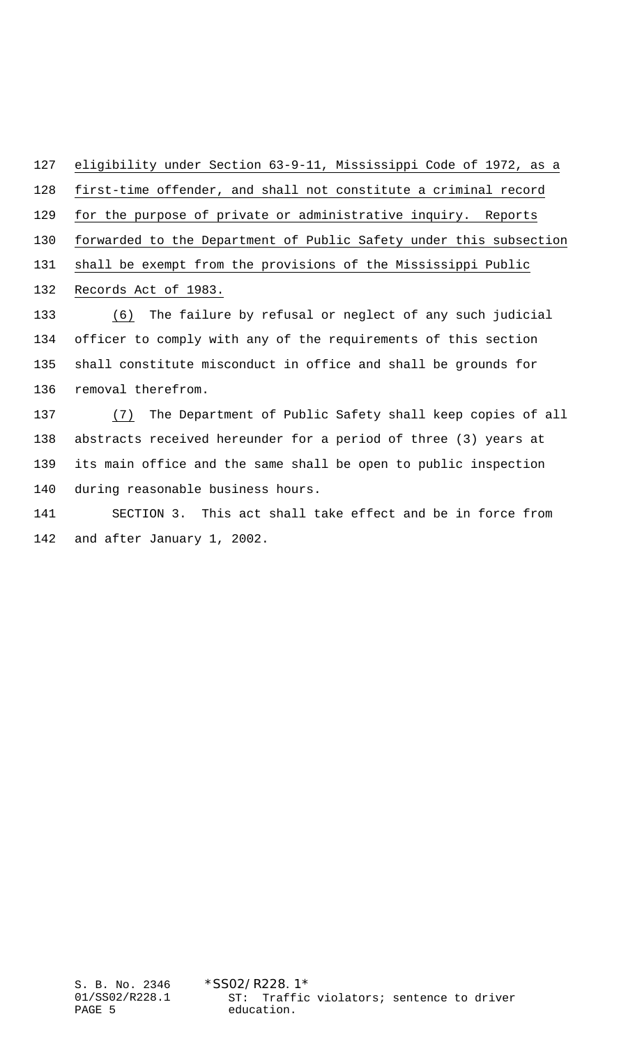eligibility under Section 63-9-11, Mississippi Code of 1972, as a first-time offender, and shall not constitute a criminal record for the purpose of private or administrative inquiry. Reports forwarded to the Department of Public Safety under this subsection shall be exempt from the provisions of the Mississippi Public Records Act of 1983.

(6) The failure by refusal or neglect of any such judicial officer to comply with any of the requirements of this section shall constitute misconduct in office and shall be grounds for removal therefrom.

(7) The Department of Public Safety shall keep copies of all abstracts received hereunder for a period of three (3) years at its main office and the same shall be open to public inspection during reasonable business hours.

SECTION 3. This act shall take effect and be in force from and after January 1, 2002.

S. B. No. 2346 *SS02/R228.1*
01/SS02/R228.1
ST: Traffic violators; sentence to driver education.